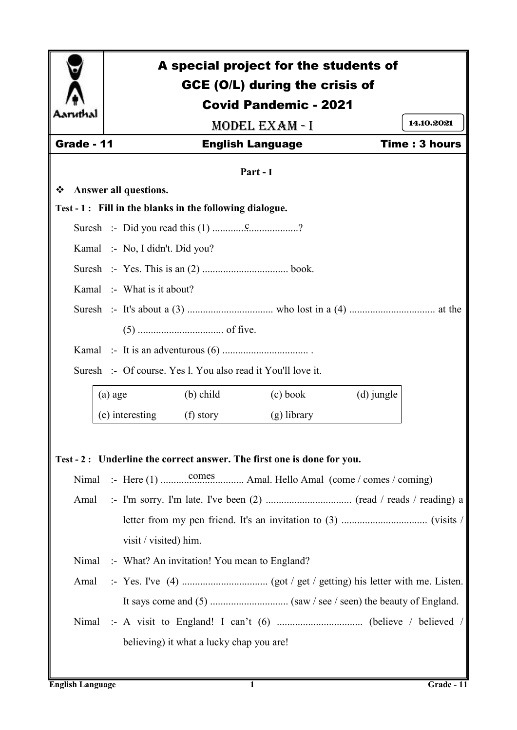# A special project for the students of GCE (O/L) during the crisis of Covid Pandemic - 2021

## MODEL EXAM - I

14.10.2021

**Grade - 11** | **English Language** | **Time : 3 hours**

### Part - I

❖ **Answer all questions.**

**Test - 1 : Fill in the blanks in the following dialogue.**

Suresh :- Did you read this (1) .............c...................?

Kamal :- No, I didn't. Did you?

Suresh :- Yes. This is an (2) ................................. book.

Kamal :- What is it about?

Suresh :- It's about a (3) ................................. who lost in a (4) ................................. at the (5) ................................. of five.

Kamal :- It is an adventurous (6) ................................. .

Suresh :- Of course. Yes l. You also read it You'll love it.

| (a) age | (b) child | (c) book | (d) jungle |
|---|---|---|---|
| (e) interesting | (f) story | (g) library | |

**Test - 2 : Underline the correct answer. The first one is done for you.**

Nimal :- Here (1) ..............comes.............. Amal. Hello Amal (come / comes / coming)

Amal :- I'm sorry. I'm late. I've been (2) ................................. (read / reads / reading) a letter from my pen friend. It's an invitation to (3) ................................. (visits / visit / visited) him.

Nimal :- What? An invitation! You mean to England?

Amal :- Yes. I've (4) ................................. (got / get / getting) his letter with me. Listen. It says come and (5) .............................. (saw / see / seen) the beauty of England.

Nimal :- A visit to England! I can't (6) ................................. (believe / believed / believing) it what a lucky chap you are!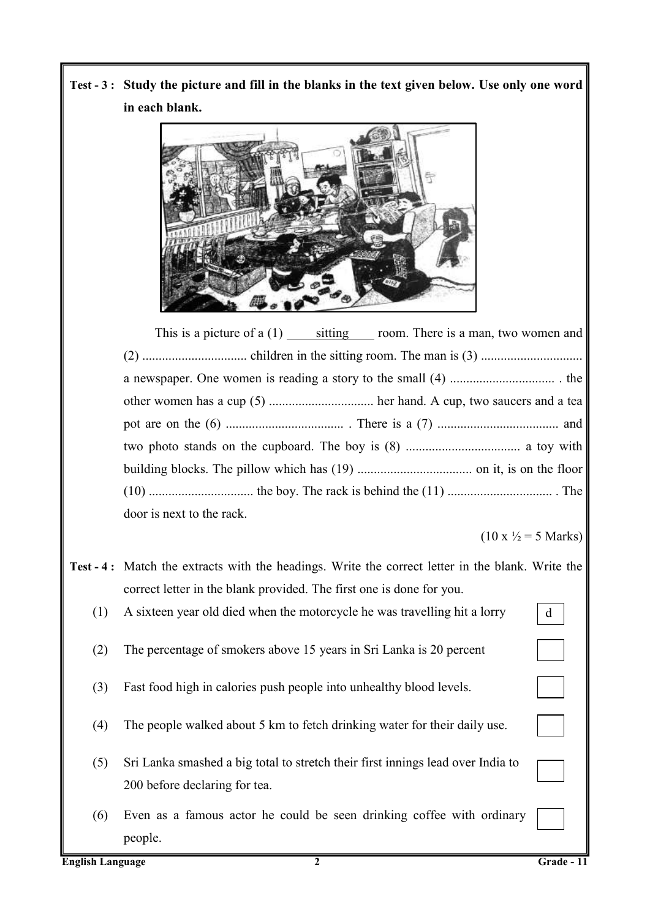**Test - 3 : Study the picture and fill in the blanks in the text given below. Use only one word in each blank.**

This is a picture of a (1) <u>sitting</u> room. There is a man, two women and (2) ................................ children in the sitting room. The man is (3) .............................. a newspaper. One women is reading a story to the small (4) ................................ . the other women has a cup (5) ................................ her hand. A cup, two saucers and a tea pot are on the (6) .................................... . There is a (7) .................................... and two photo stands on the cupboard. The boy is (8) .................................. a toy with building blocks. The pillow which has (19) .................................. on it, is on the floor (10) ................................ the boy. The rack is behind the (11) ................................ . The door is next to the rack.

(10 x ½ = 5 Marks)

**Test - 4 :** Match the extracts with the headings. Write the correct letter in the blank. Write the correct letter in the blank provided. The first one is done for you.

(1) A sixteen year old died when the motorcycle he was travelling hit a lorry [ d ]

(2) The percentage of smokers above 15 years in Sri Lanka is 20 percent [ ]

(3) Fast food high in calories push people into unhealthy blood levels. [ ]

(4) The people walked about 5 km to fetch drinking water for their daily use. [ ]

(5) Sri Lanka smashed a big total to stretch their first innings lead over India to 200 before declaring for tea. [ ]

(6) Even as a famous actor he could be seen drinking coffee with ordinary people. [ ]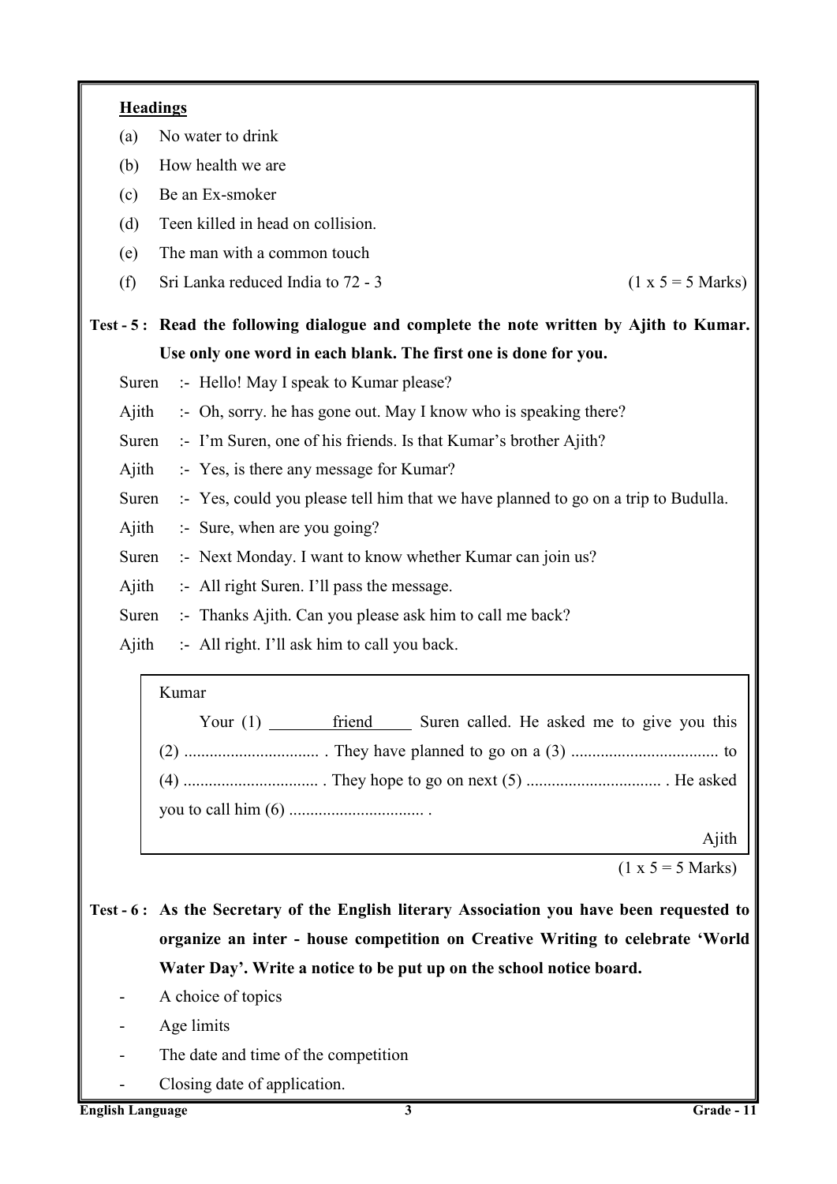**Headings**

(a) No water to drink

(b) How health we are

(c) Be an Ex-smoker

(d) Teen killed in head on collision.

(e) The man with a common touch

(f) Sri Lanka reduced India to 72 - 3 (1 x 5 = 5 Marks)

**Test - 5 : Read the following dialogue and complete the note written by Ajith to Kumar. Use only one word in each blank. The first one is done for you.**

Suren :- Hello! May I speak to Kumar please?

Ajith :- Oh, sorry. he has gone out. May I know who is speaking there?

Suren :- I'm Suren, one of his friends. Is that Kumar's brother Ajith?

Ajith :- Yes, is there any message for Kumar?

Suren :- Yes, could you please tell him that we have planned to go on a trip to Budulla.

Ajith :- Sure, when are you going?

Suren :- Next Monday. I want to know whether Kumar can join us?

Ajith :- All right Suren. I'll pass the message.

Suren :- Thanks Ajith. Can you please ask him to call me back?

Ajith :- All right. I'll ask him to call you back.

> Kumar
>
> Your (1) <u>friend</u> Suren called. He asked me to give you this (2) ................................ . They have planned to go on a (3) .................................. to (4) ................................ . They hope to go on next (5) ................................ . He asked you to call him (6) ................................ .
>
> Ajith

(1 x 5 = 5 Marks)

**Test - 6 : As the Secretary of the English literary Association you have been requested to organize an inter - house competition on Creative Writing to celebrate 'World Water Day'. Write a notice to be put up on the school notice board.**

- A choice of topics
- Age limits
- The date and time of the competition
- Closing date of application.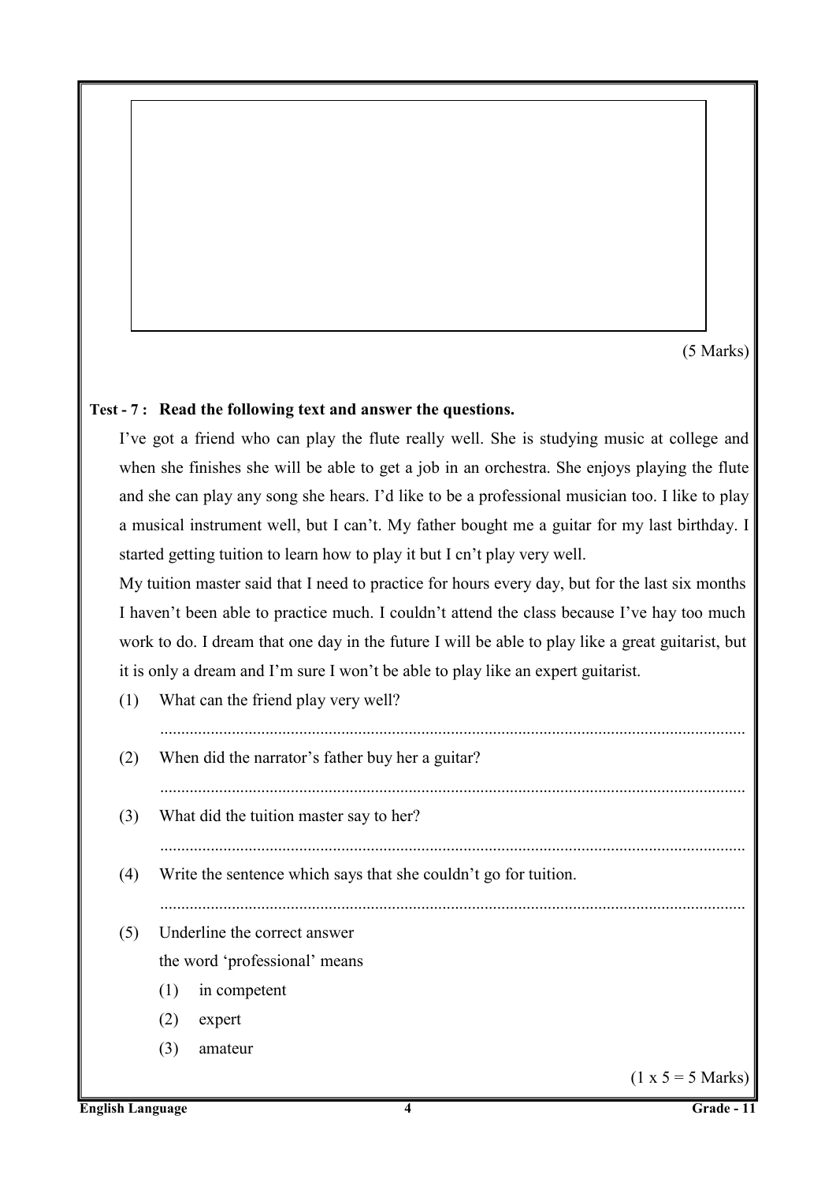(5 Marks)

**Test - 7 : Read the following text and answer the questions.**

I've got a friend who can play the flute really well. She is studying music at college and when she finishes she will be able to get a job in an orchestra. She enjoys playing the flute and she can play any song she hears. I'd like to be a professional musician too. I like to play a musical instrument well, but I can't. My father bought me a guitar for my last birthday. I started getting tuition to learn how to play it but I cn't play very well.

My tuition master said that I need to practice for hours every day, but for the last six months I haven't been able to practice much. I couldn't attend the class because I've hay too much work to do. I dream that one day in the future I will be able to play like a great guitarist, but it is only a dream and I'm sure I won't be able to play like an expert guitarist.

(1) What can the friend play very well?

.........................................................................................................................................

(2) When did the narrator's father buy her a guitar?

.........................................................................................................................................

(3) What did the tuition master say to her?

.........................................................................................................................................

(4) Write the sentence which says that she couldn't go for tuition.

.........................................................................................................................................

(5) Underline the correct answer

the word 'professional' means

(1) in competent

(2) expert

(3) amateur

(1 x 5 = 5 Marks)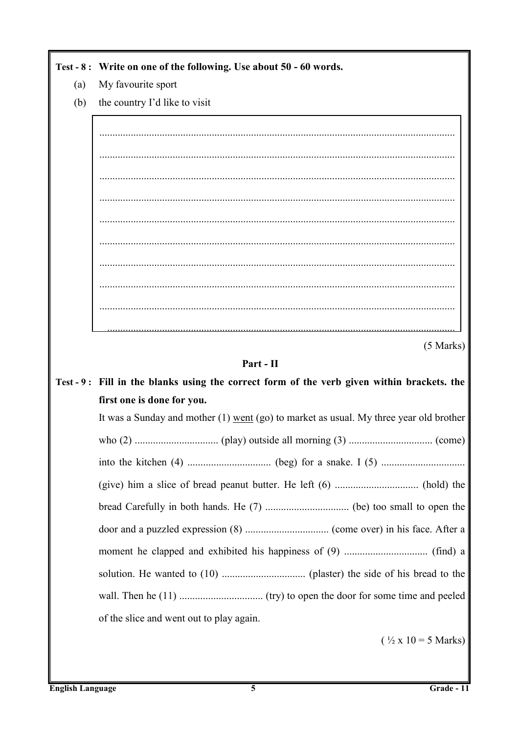**Test - 8 : Write on one of the following. Use about 50 - 60 words.**

(a) My favourite sport

(b) the country I'd like to visit

.....................................................................................................................................

.....................................................................................................................................

.....................................................................................................................................

.....................................................................................................................................

.....................................................................................................................................

.....................................................................................................................................

.....................................................................................................................................

.....................................................................................................................................

.....................................................................................................................................

.....................................................................................................................................

(5 Marks)

## Part - II

**Test - 9 : Fill in the blanks using the correct form of the verb given within brackets. the first one is done for you.**

It was a Sunday and mother (1) <u>went</u> (go) to market as usual. My three year old brother who (2) ................................ (play) outside all morning (3) ................................ (come) into the kitchen (4) ................................ (beg) for a snake. I (5) ................................ (give) him a slice of bread peanut butter. He left (6) ................................ (hold) the bread Carefully in both hands. He (7) ................................ (be) too small to open the door and a puzzled expression (8) ................................ (come over) in his face. After a moment he clapped and exhibited his happiness of (9) ................................ (find) a solution. He wanted to (10) ................................ (plaster) the side of his bread to the wall. Then he (11) ................................ (try) to open the door for some time and peeled of the slice and went out to play again.

( ½ x 10 = 5 Marks)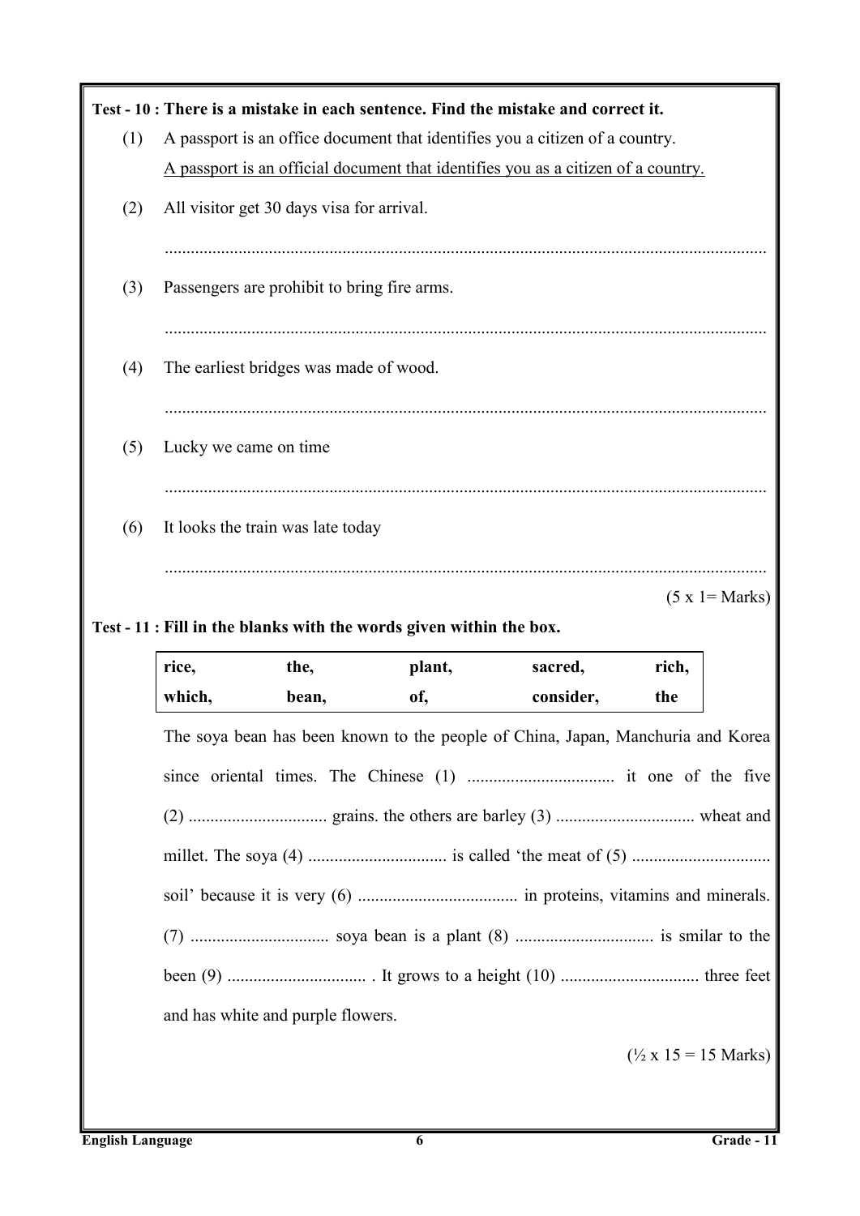**Test - 10 : There is a mistake in each sentence. Find the mistake and correct it.**

(1) A passport is an office document that identifies you a citizen of a country.

<u>A passport is an official document that identifies you as a citizen of a country.</u>

(2) All visitor get 30 days visa for arrival.

.................................................................................................................................

(3) Passengers are prohibit to bring fire arms.

.................................................................................................................................

(4) The earliest bridges was made of wood.

.................................................................................................................................

(5) Lucky we came on time

.................................................................................................................................

(6) It looks the train was late today

.................................................................................................................................

(5 x 1= Marks)

**Test - 11 : Fill in the blanks with the words given within the box.**

| rice, | the, | plant, | sacred, | rich, |
|---|---|---|---|---|
| which, | bean, | of, | consider, | the |

The soya bean has been known to the people of China, Japan, Manchuria and Korea since oriental times. The Chinese (1) ................................. it one of the five (2) ............................... grains. the others are barley (3) ............................... wheat and millet. The soya (4) ............................... is called 'the meat of (5) ............................... soil' because it is very (6) .................................... in proteins, vitamins and minerals. (7) ............................... soya bean is a plant (8) ............................... is smilar to the been (9) ............................... . It grows to a height (10) ............................... three feet and has white and purple flowers.

(½ x 15 = 15 Marks)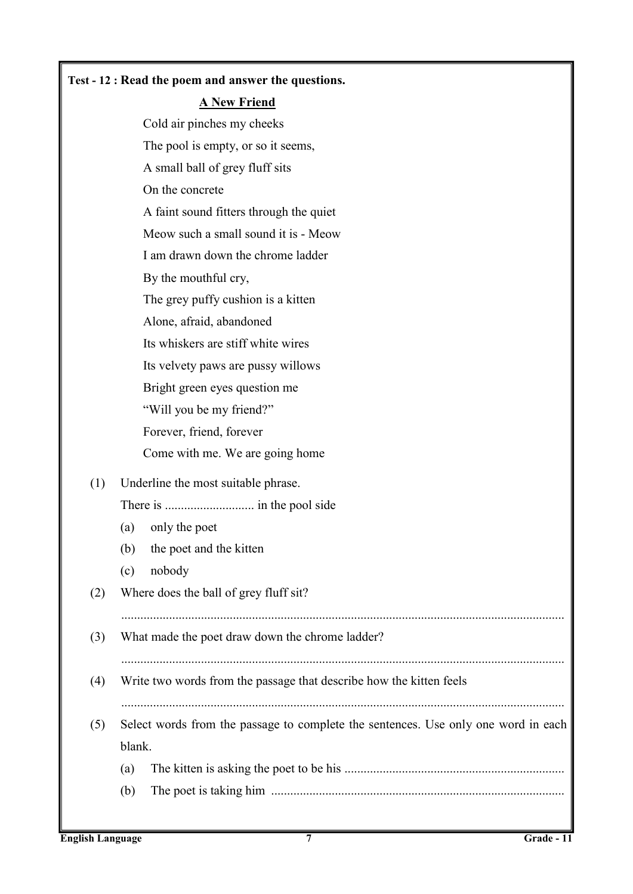**Test - 12 : Read the poem and answer the questions.**

**A New Friend**

Cold air pinches my cheeks
The pool is empty, or so it seems,
A small ball of grey fluff sits
On the concrete
A faint sound fitters through the quiet
Meow such a small sound it is - Meow
I am drawn down the chrome ladder
By the mouthful cry,
The grey puffy cushion is a kitten
Alone, afraid, abandoned
Its whiskers are stiff white wires
Its velvety paws are pussy willows
Bright green eyes question me
"Will you be my friend?"
Forever, friend, forever
Come with me. We are going home

(1) Underline the most suitable phrase.

There is ............................ in the pool side

(a) only the poet

(b) the poet and the kitten

(c) nobody

(2) Where does the ball of grey fluff sit?

..........................................................................................................................................

(3) What made the poet draw down the chrome ladder?

..........................................................................................................................................

(4) Write two words from the passage that describe how the kitten feels

..........................................................................................................................................

(5) Select words from the passage to complete the sentences. Use only one word in each blank.

(a) The kitten is asking the poet to be his ....................................................................

(b) The poet is taking him ...........................................................................................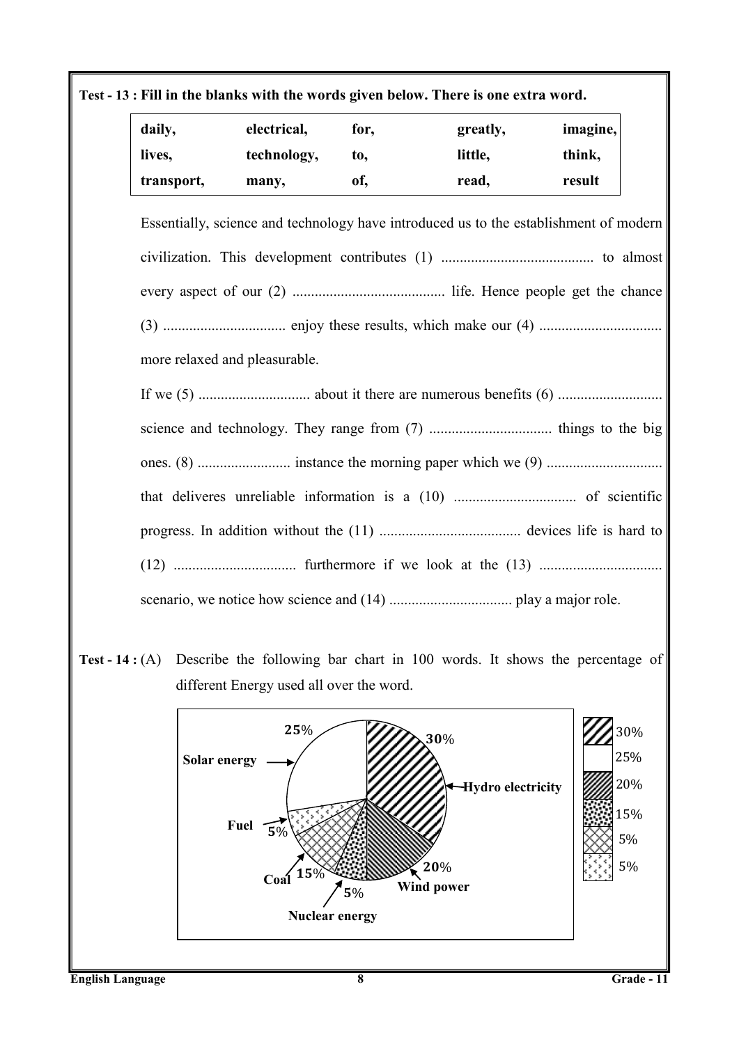**Test - 13 : Fill in the blanks with the words given below. There is one extra word.**

| daily, | electrical, | for, | greatly, | imagine, |
|---|---|---|---|---|
| lives, | technology, | to, | little, | think, |
| transport, | many, | of, | read, | result |

Essentially, science and technology have introduced us to the establishment of modern civilization. This development contributes (1) ......................................... to almost every aspect of our (2) ......................................... life. Hence people get the chance (3) ................................. enjoy these results, which make our (4) ................................. more relaxed and pleasurable.

If we (5) .............................. about it there are numerous benefits (6) ............................ science and technology. They range from (7) ................................. things to the big ones. (8) ......................... instance the morning paper which we (9) ............................... that deliveres unreliable information is a (10) ................................. of scientific progress. In addition without the (11) ...................................... devices life is hard to (12) ................................. furthermore if we look at the (13) ................................. scenario, we notice how science and (14) ................................. play a major role.

**Test - 14 :** (A) Describe the following bar chart in 100 words. It shows the percentage of different Energy used all over the word.

| Energy | Percentage |
|---|---|
| Hydro electricity | 30% |
| Solar energy | 25% |
| Wind power | 20% |
| Coal | 15% |
| Nuclear energy | 5% |
| Fuel | 5% |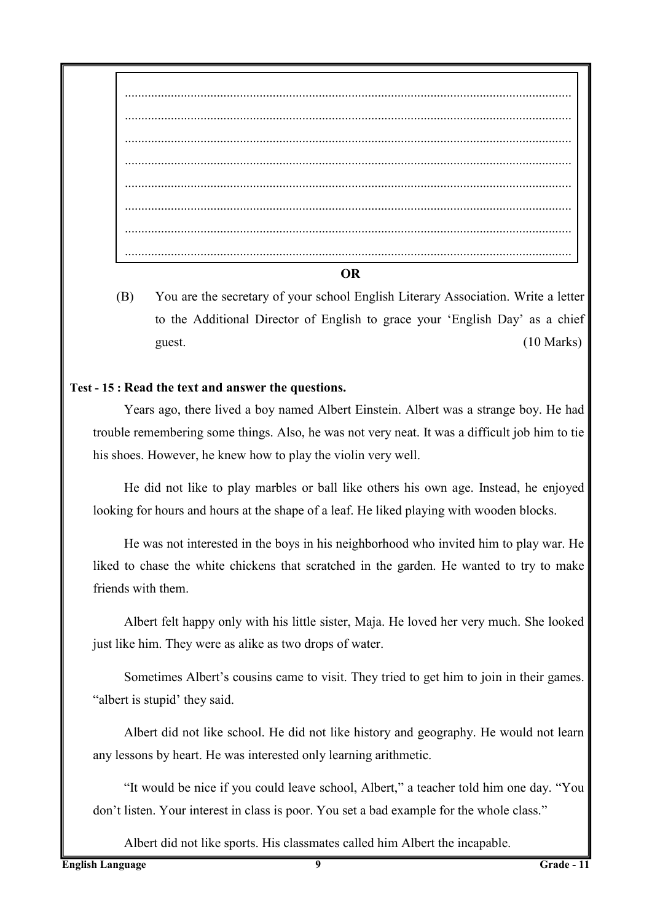.......................................................................................................................................

.......................................................................................................................................

.......................................................................................................................................

.......................................................................................................................................

.......................................................................................................................................

.......................................................................................................................................

.......................................................................................................................................

.......................................................................................................................................

**OR**

(B) You are the secretary of your school English Literary Association. Write a letter to the Additional Director of English to grace your 'English Day' as a chief guest. (10 Marks)

**Test - 15 : Read the text and answer the questions.**

Years ago, there lived a boy named Albert Einstein. Albert was a strange boy. He had trouble remembering some things. Also, he was not very neat. It was a difficult job him to tie his shoes. However, he knew how to play the violin very well.

He did not like to play marbles or ball like others his own age. Instead, he enjoyed looking for hours and hours at the shape of a leaf. He liked playing with wooden blocks.

He was not interested in the boys in his neighborhood who invited him to play war. He liked to chase the white chickens that scratched in the garden. He wanted to try to make friends with them.

Albert felt happy only with his little sister, Maja. He loved her very much. She looked just like him. They were as alike as two drops of water.

Sometimes Albert's cousins came to visit. They tried to get him to join in their games. "albert is stupid' they said.

Albert did not like school. He did not like history and geography. He would not learn any lessons by heart. He was interested only learning arithmetic.

"It would be nice if you could leave school, Albert," a teacher told him one day. "You don't listen. Your interest in class is poor. You set a bad example for the whole class."

Albert did not like sports. His classmates called him Albert the incapable.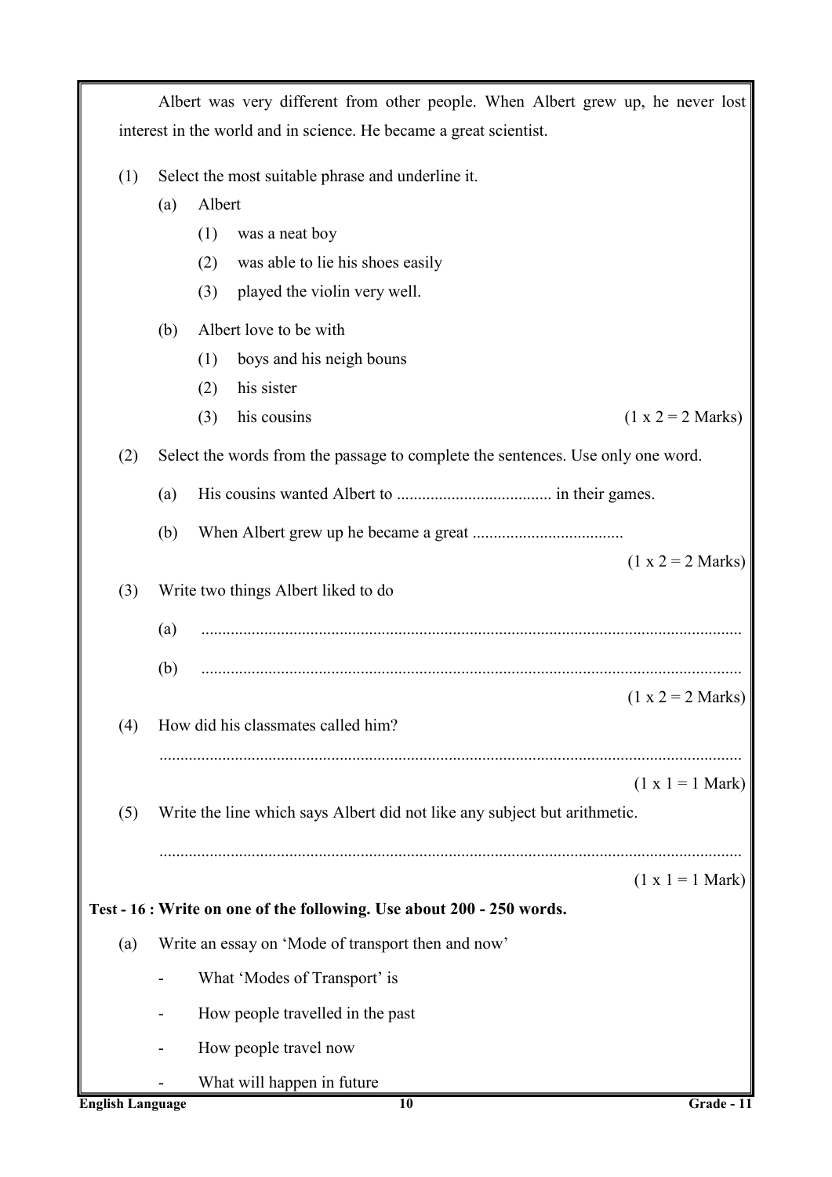Albert was very different from other people. When Albert grew up, he never lost interest in the world and in science. He became a great scientist.

(1) Select the most suitable phrase and underline it.

(a) Albert
- (1) was a neat boy
- (2) was able to lie his shoes easily
- (3) played the violin very well.

(b) Albert love to be with
- (1) boys and his neigh bouns
- (2) his sister
- (3) his cousins

(1 x 2 = 2 Marks)

(2) Select the words from the passage to complete the sentences. Use only one word.

(a) His cousins wanted Albert to .................................... in their games.

(b) When Albert grew up he became a great ...................................

(1 x 2 = 2 Marks)

(3) Write two things Albert liked to do

(a) ................................................................................................................................

(b) ................................................................................................................................

(1 x 2 = 2 Marks)

(4) How did his classmates called him?

..........................................................................................................................................

(1 x 1 = 1 Mark)

(5) Write the line which says Albert did not like any subject but arithmetic.

..........................................................................................................................................

(1 x 1 = 1 Mark)

**Test - 16 : Write on one of the following. Use about 200 - 250 words.**

(a) Write an essay on 'Mode of transport then and now'

- What 'Modes of Transport' is
- How people travelled in the past
- How people travel now
- What will happen in future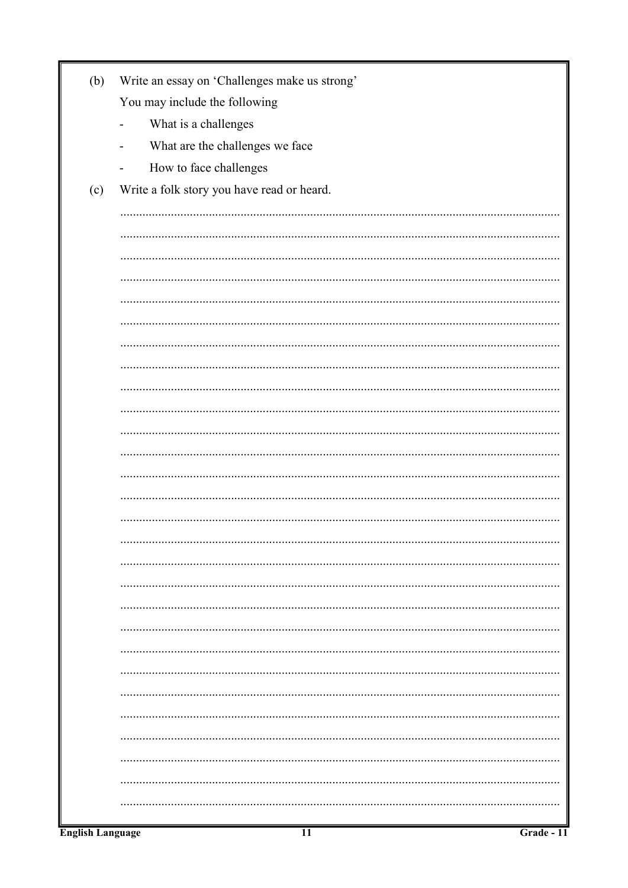(b) Write an essay on 'Challenges make us strong'

You may include the following

- What is a challenges
- What are the challenges we face
- How to face challenges

(c) Write a folk story you have read or heard.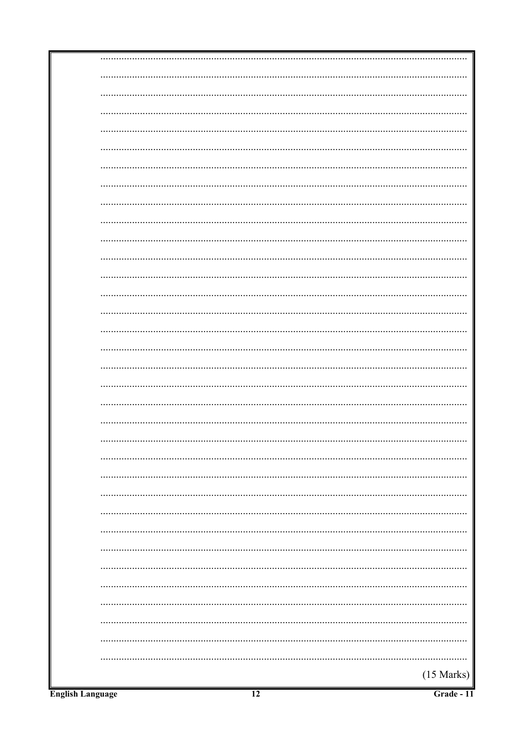(15 Marks)